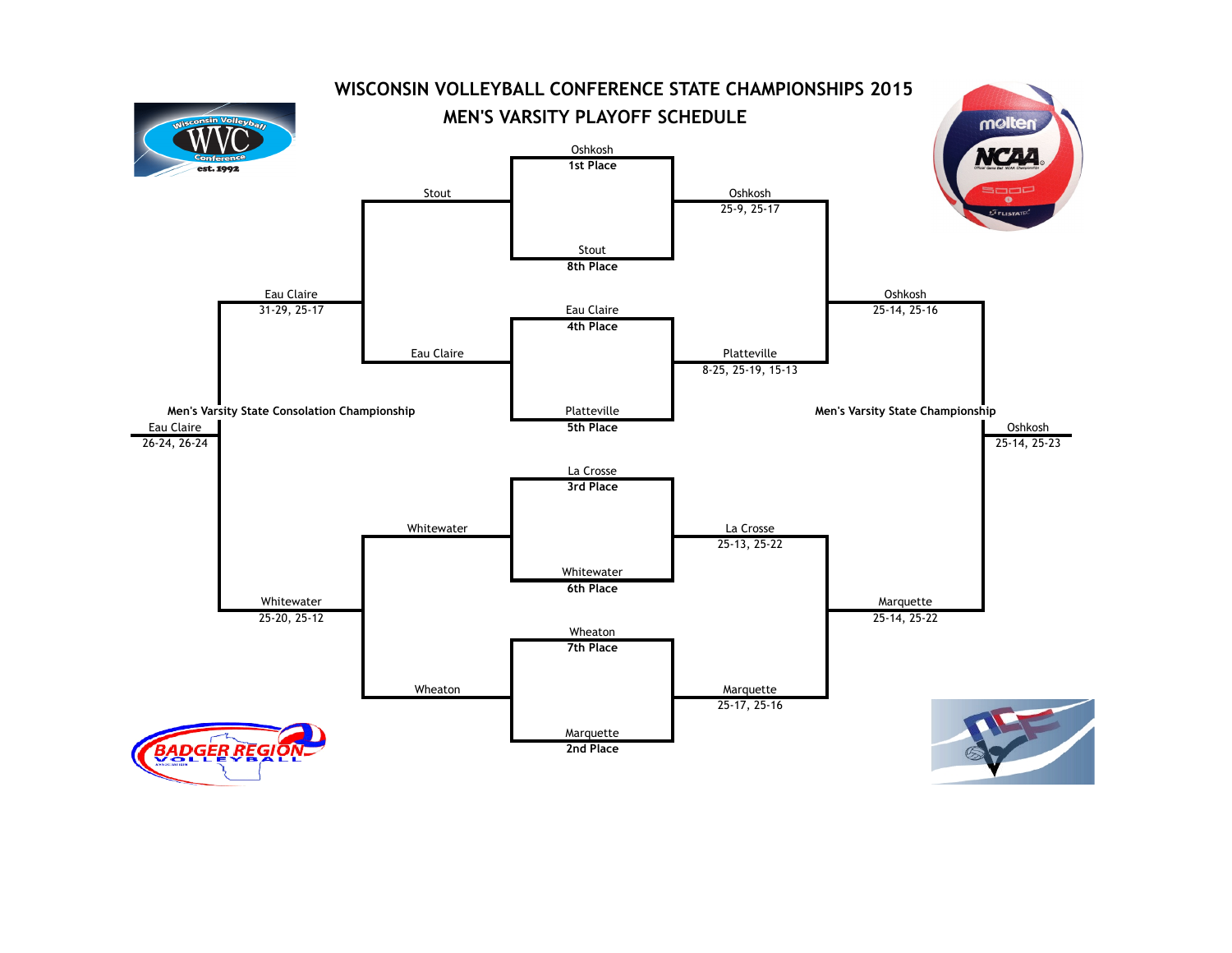# WISCONSIN VOLLEYBALL CONFERENCE STATE CHAMPIONSHIPS 2015

## MEN'S VARSITY PLAYOFF SCHEDULE

### Seeds

| Seed | Team |
| --- | --- |
| 1st Place | Oshkosh |
| 2nd Place | Marquette |
| 3rd Place | La Crosse |
| 4th Place | Eau Claire |
| 5th Place | Platteville |
| 6th Place | Whitewater |
| 7th Place | Wheaton |
| 8th Place | Stout |

### Men's Varsity State Championship

| Round | Matchup | Winner | Score |
| --- | --- | --- | --- |
| Quarterfinal | Oshkosh vs. Stout | Oshkosh | 25-9, 25-17 |
| Quarterfinal | Eau Claire vs. Platteville | Platteville | 8-25, 25-19, 15-13 |
| Quarterfinal | La Crosse vs. Whitewater | La Crosse | 25-13, 25-22 |
| Quarterfinal | Wheaton vs. Marquette | Marquette | 25-17, 25-16 |
| Semifinal | Oshkosh vs. Platteville | Oshkosh | 25-14, 25-16 |
| Semifinal | La Crosse vs. Marquette | Marquette | 25-14, 25-22 |
| Final | Oshkosh vs. Marquette | Oshkosh | 25-14, 25-23 |

### Men's Varsity State Consolation Championship

| Round | Matchup | Winner | Score |
| --- | --- | --- | --- |
| Semifinal | Stout vs. Eau Claire | Eau Claire | 31-29, 25-17 |
| Semifinal | Whitewater vs. Wheaton | Whitewater | 25-20, 25-12 |
| Final | Eau Claire vs. Whitewater | Eau Claire | 26-24, 26-24 |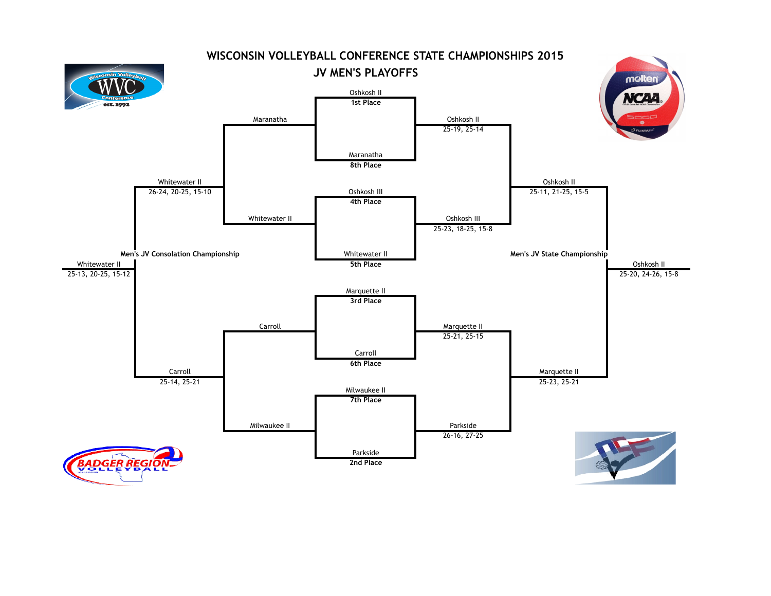# WISCONSIN VOLLEYBALL CONFERENCE STATE CHAMPIONSHIPS 2015

## JV MEN'S PLAYOFFS

Oshkosh II
**1st Place**

Maranatha
**8th Place**

Oshkosh III
**4th Place**

Whitewater II
**5th Place**

Marquette II
**3rd Place**

Carroll
**6th Place**

Milwaukee II
**7th Place**

Parkside
**2nd Place**

Maranatha

Oshkosh II
25-19, 25-14

Whitewater II

Oshkosh III
25-23, 18-25, 15-8

Carroll

Marquette II
25-21, 25-15

Milwaukee II

Parkside
26-16, 27-25

Whitewater II
26-24, 20-25, 15-10

Carroll
25-14, 25-21

Oshkosh II
25-11, 21-25, 15-5

Marquette II
25-23, 25-21

**Men's JV Consolation Championship**

Whitewater II
25-13, 20-25, 15-12

**Men's JV State Championship**

Oshkosh II
25-20, 24-26, 15-8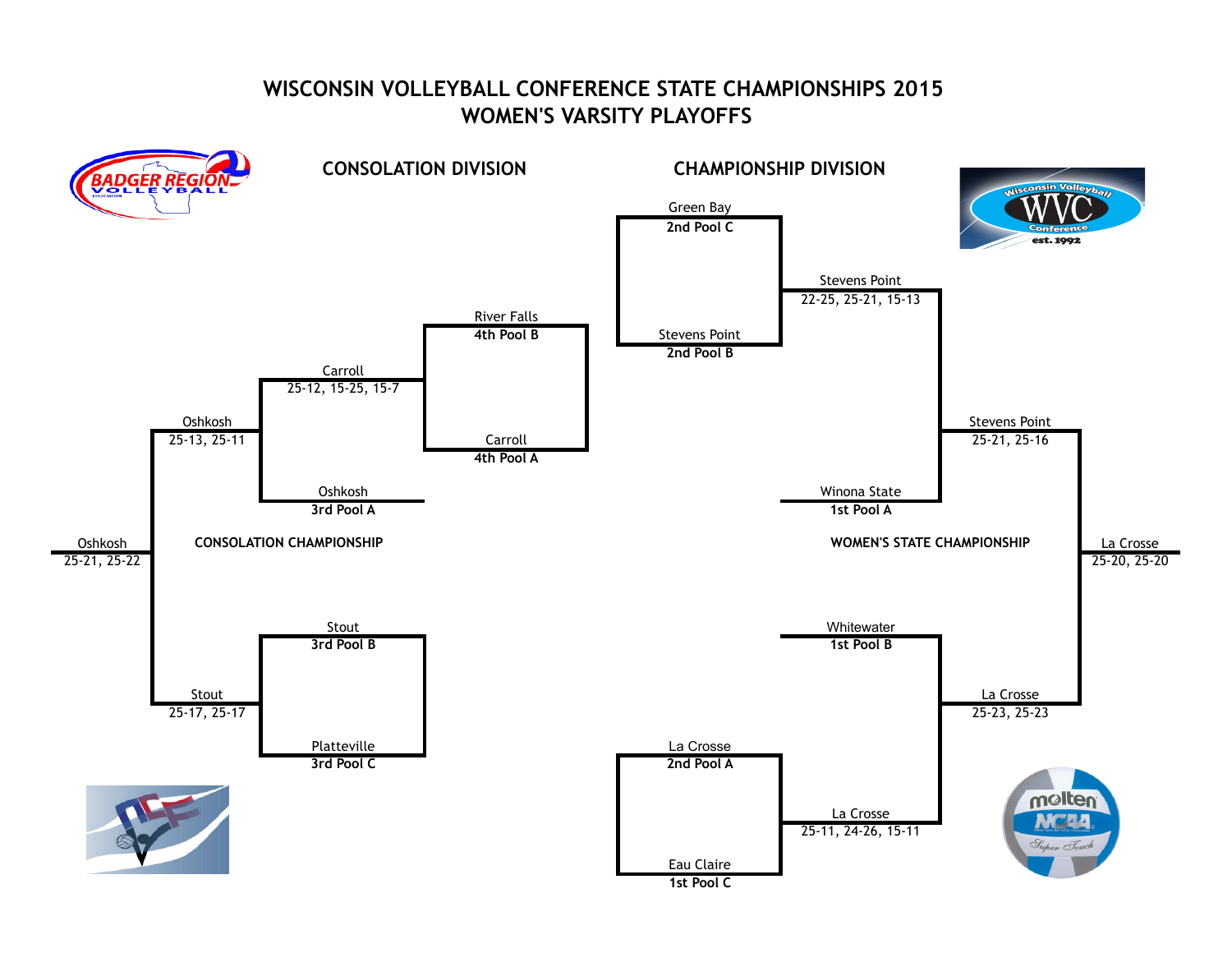# WISCONSIN VOLLEYBALL CONFERENCE STATE CHAMPIONSHIPS 2015
# WOMEN'S VARSITY PLAYOFFS

## CONSOLATION DIVISION

**Round 1**

- River Falls (**4th Pool B**) vs. Carroll (**4th Pool A**) — Winner: Carroll
- Stout (**3rd Pool B**) vs. Platteville (**3rd Pool C**) — Winner: Stout, 25-17, 25-17

**Round 2**

- Carroll (25-12, 15-25, 15-7) vs. Oshkosh (**3rd Pool A**) — Winner: Oshkosh, 25-13, 25-11

**CONSOLATION CHAMPIONSHIP**

- Oshkosh vs. Stout — Winner: Oshkosh, 25-21, 25-22

## CHAMPIONSHIP DIVISION

**Round 1**

- Green Bay (**2nd Pool C**) vs. Stevens Point (**2nd Pool B**) — Winner: Stevens Point, 22-25, 25-21, 15-13
- La Crosse (**2nd Pool A**) vs. Eau Claire (**1st Pool C**) — Winner: La Crosse, 25-11, 24-26, 15-11

**Round 2**

- Stevens Point vs. Winona State (**1st Pool A**) — Winner: Stevens Point, 25-21, 25-16
- Whitewater (**1st Pool B**) vs. La Crosse — Winner: La Crosse, 25-23, 25-23

**WOMEN'S STATE CHAMPIONSHIP**

- Stevens Point vs. La Crosse — Winner: La Crosse, 25-20, 25-20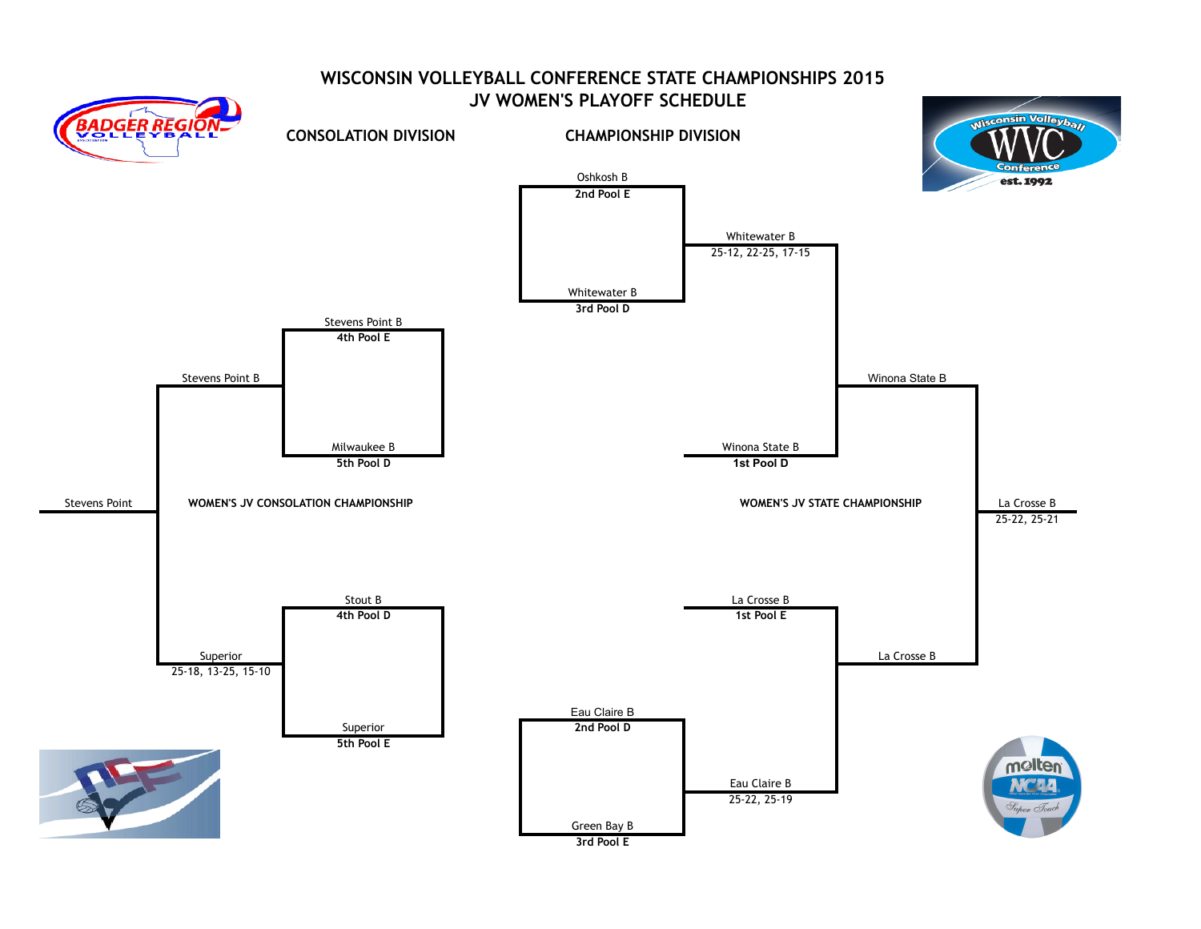# WISCONSIN VOLLEYBALL CONFERENCE STATE CHAMPIONSHIPS 2015

## JV WOMEN'S PLAYOFF SCHEDULE

**CONSOLATION DIVISION**

**CHAMPIONSHIP DIVISION**

Oshkosh B
**2nd Pool E**

Whitewater B
25-12, 22-25, 17-15

Whitewater B
**3rd Pool D**

Stevens Point B
**4th Pool E**

Stevens Point B

Winona State B

Milwaukee B
**5th Pool D**

Winona State B
**1st Pool D**

Stevens Point

**WOMEN'S JV CONSOLATION CHAMPIONSHIP**

**WOMEN'S JV STATE CHAMPIONSHIP**

La Crosse B
25-22, 25-21

Stout B
**4th Pool D**

La Crosse B
**1st Pool E**

Superior
25-18, 13-25, 15-10

La Crosse B

Eau Claire B
**2nd Pool D**

Superior
**5th Pool E**

Eau Claire B
25-22, 25-19

Green Bay B
**3rd Pool E**